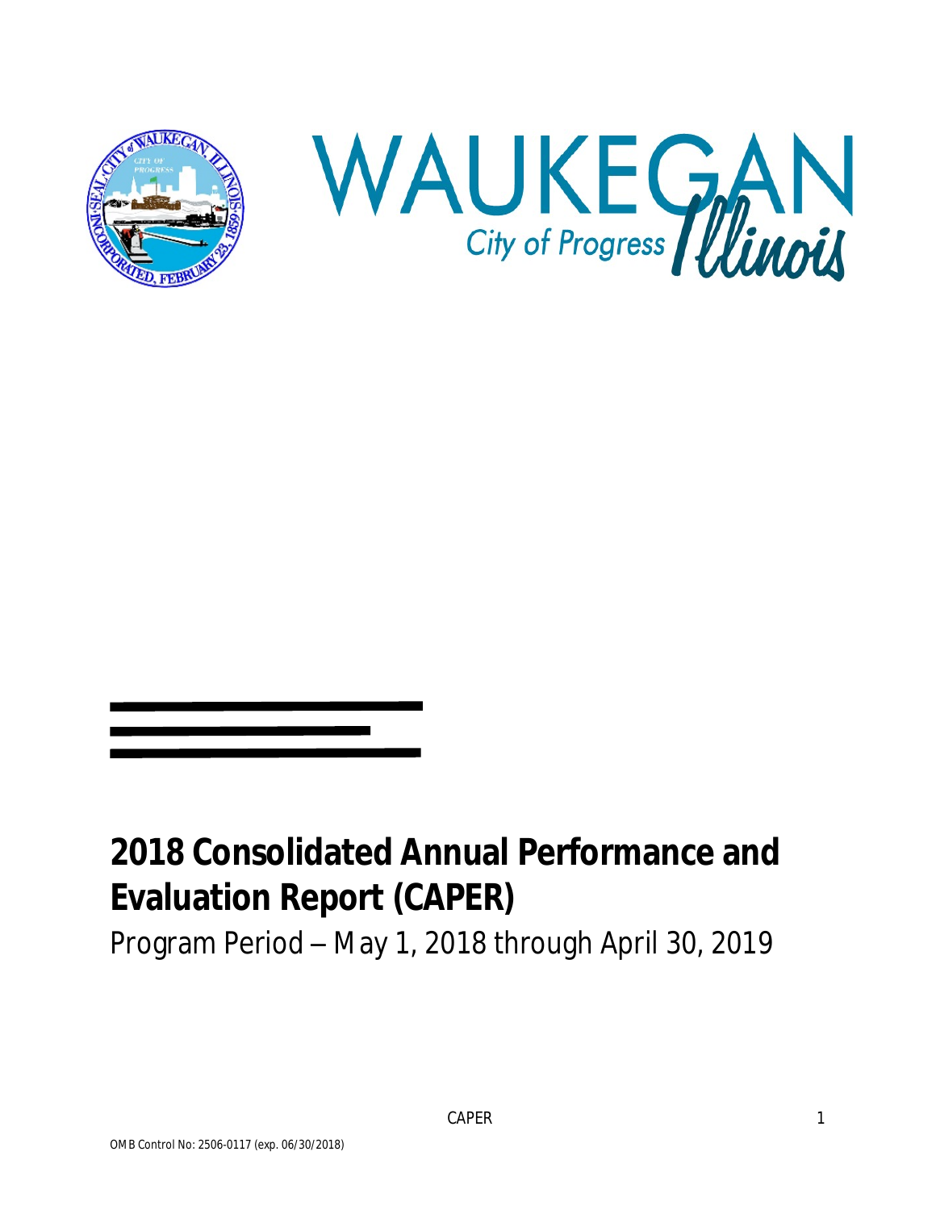# 2018 Consolidated Annual Performance and Evaluation Report (CAPER)

Program Period – May 1, 2018 through April 30, 2019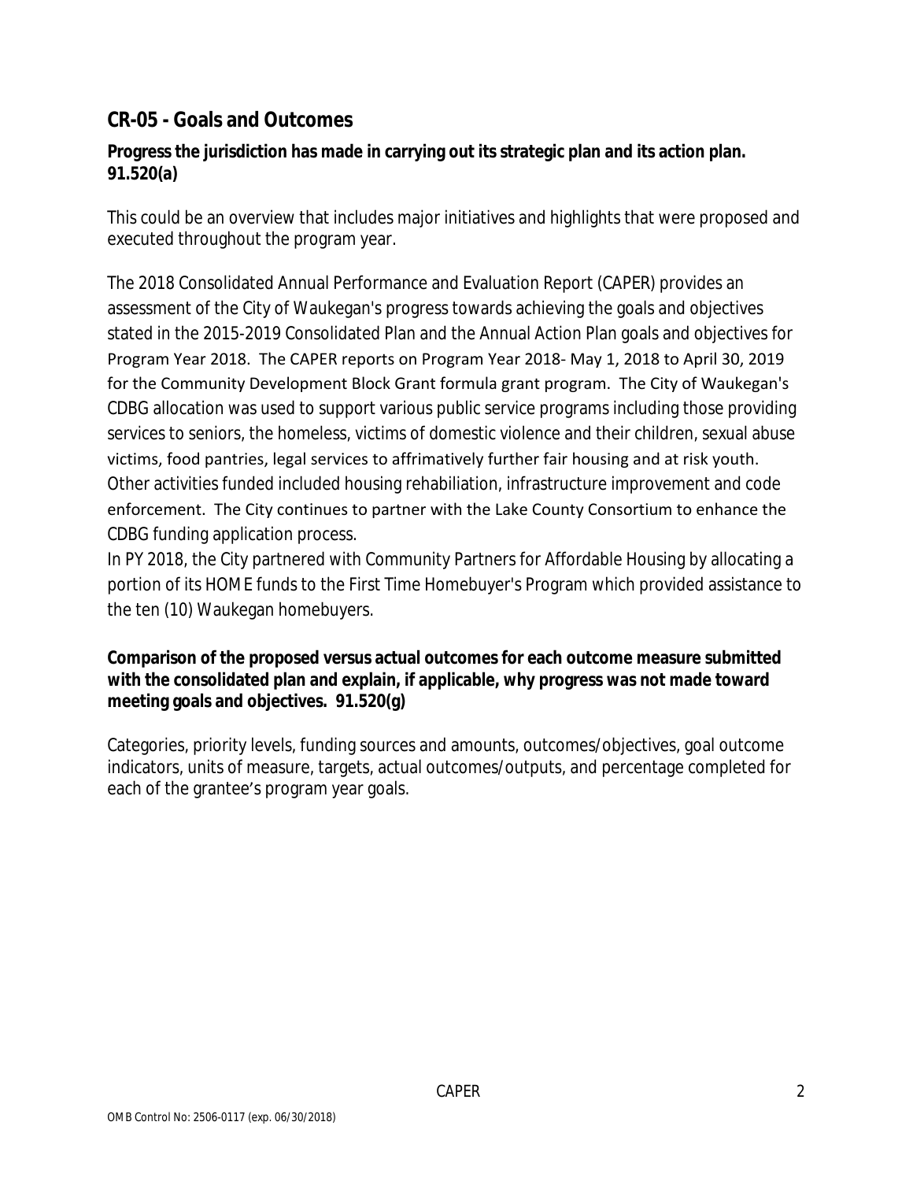## CR-05 - Goals and Outcomes

**Progress the jurisdiction has made in carrying out its strategic plan and its action plan. 91.520(a)**

This could be an overview that includes major initiatives and highlights that were proposed and executed throughout the program year.

The 2018 Consolidated Annual Performance and Evaluation Report (CAPER) provides an assessment of the City of Waukegan's progress towards achieving the goals and objectives stated in the 2015-2019 Consolidated Plan and the Annual Action Plan goals and objectives for Program Year 2018. The CAPER reports on Program Year 2018- May 1, 2018 to April 30, 2019 for the Community Development Block Grant formula grant program. The City of Waukegan's CDBG allocation was used to support various public service programs including those providing services to seniors, the homeless, victims of domestic violence and their children, sexual abuse victims, food pantries, legal services to affrimatively further fair housing and at risk youth. Other activities funded included housing rehabiliation, infrastructure improvement and code enforcement. The City continues to partner with the Lake County Consortium to enhance the CDBG funding application process.

In PY 2018, the City partnered with Community Partners for Affordable Housing by allocating a portion of its HOME funds to the First Time Homebuyer's Program which provided assistance to the ten (10) Waukegan homebuyers.

**Comparison of the proposed versus actual outcomes for each outcome measure submitted with the consolidated plan and explain, if applicable, why progress was not made toward meeting goals and objectives. 91.520(g)**

Categories, priority levels, funding sources and amounts, outcomes/objectives, goal outcome indicators, units of measure, targets, actual outcomes/outputs, and percentage completed for each of the grantee's program year goals.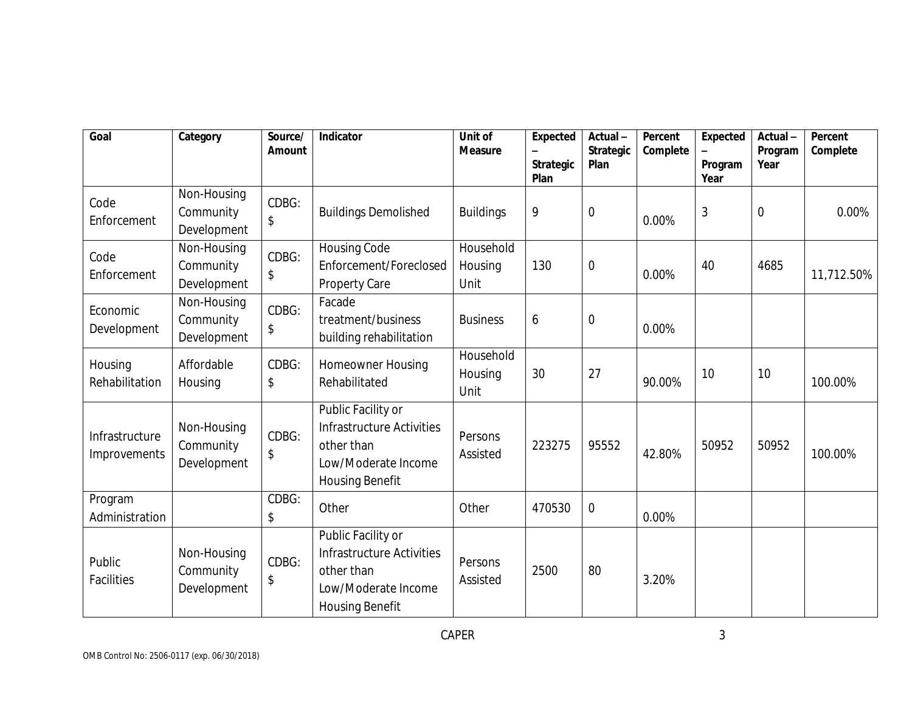| Goal | Category | Source/ Amount | Indicator | Unit of Measure | Expected – Strategic Plan | Actual – Strategic Plan | Percent Complete | Expected – Program Year | Actual – Program Year | Percent Complete |
|---|---|---|---|---|---|---|---|---|---|---|
| Code Enforcement | Non-Housing Community Development | CDBG: $ | Buildings Demolished | Buildings | 9 | 0 | 0.00% | 3 | 0 | 0.00% |
| Code Enforcement | Non-Housing Community Development | CDBG: $ | Housing Code Enforcement/Foreclosed Property Care | Household Housing Unit | 130 | 0 | 0.00% | 40 | 4685 | 11,712.50% |
| Economic Development | Non-Housing Community Development | CDBG: $ | Facade treatment/business building rehabilitation | Business | 6 | 0 | 0.00% | | | |
| Housing Rehabilitation | Affordable Housing | CDBG: $ | Homeowner Housing Rehabilitated | Household Housing Unit | 30 | 27 | 90.00% | 10 | 10 | 100.00% |
| Infrastructure Improvements | Non-Housing Community Development | CDBG: $ | Public Facility or Infrastructure Activities other than Low/Moderate Income Housing Benefit | Persons Assisted | 223275 | 95552 | 42.80% | 50952 | 50952 | 100.00% |
| Program Administration | | CDBG: $ | Other | Other | 470530 | 0 | 0.00% | | | |
| Public Facilities | Non-Housing Community Development | CDBG: $ | Public Facility or Infrastructure Activities other than Low/Moderate Income Housing Benefit | Persons Assisted | 2500 | 80 | 3.20% | | | |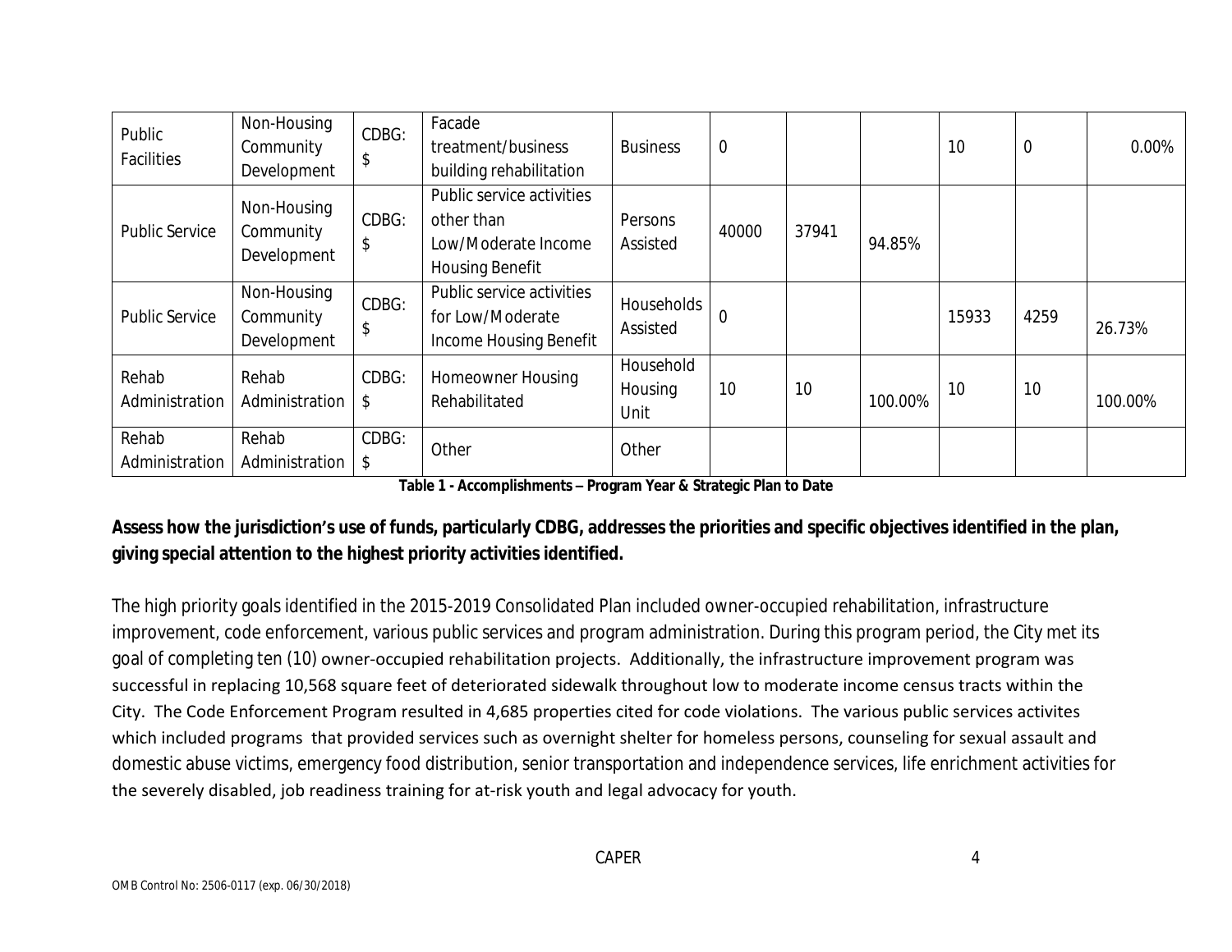| Public Facilities | Non-Housing Community Development | CDBG: $ | Facade treatment/business building rehabilitation | Business | 0 | | | 10 | 0 | 0.00% |
|---|---|---|---|---|---|---|---|---|---|---|
| Public Service | Non-Housing Community Development | CDBG: $ | Public service activities other than Low/Moderate Income Housing Benefit | Persons Assisted | 40000 | 37941 | 94.85% | | | |
| Public Service | Non-Housing Community Development | CDBG: $ | Public service activities for Low/Moderate Income Housing Benefit | Households Assisted | 0 | | | 15933 | 4259 | 26.73% |
| Rehab Administration | Rehab Administration | CDBG: $ | Homeowner Housing Rehabilitated | Household Housing Unit | 10 | 10 | 100.00% | 10 | 10 | 100.00% |
| Rehab Administration | Rehab Administration | CDBG: $ | Other | Other | | | | | | |

**Table 1 - Accomplishments – Program Year & Strategic Plan to Date**

**Assess how the jurisdiction's use of funds, particularly CDBG, addresses the priorities and specific objectives identified in the plan, giving special attention to the highest priority activities identified.**

The high priority goals identified in the 2015-2019 Consolidated Plan included owner-occupied rehabilitation, infrastructure improvement, code enforcement, various public services and program administration. During this program period, the City met its goal of completing ten (10) owner-occupied rehabilitation projects. Additionally, the infrastructure improvement program was successful in replacing 10,568 square feet of deteriorated sidewalk throughout low to moderate income census tracts within the City. The Code Enforcement Program resulted in 4,685 properties cited for code violations. The various public services activites which included programs that provided services such as overnight shelter for homeless persons, counseling for sexual assault and domestic abuse victims, emergency food distribution, senior transportation and independence services, life enrichment activities for the severely disabled, job readiness training for at-risk youth and legal advocacy for youth.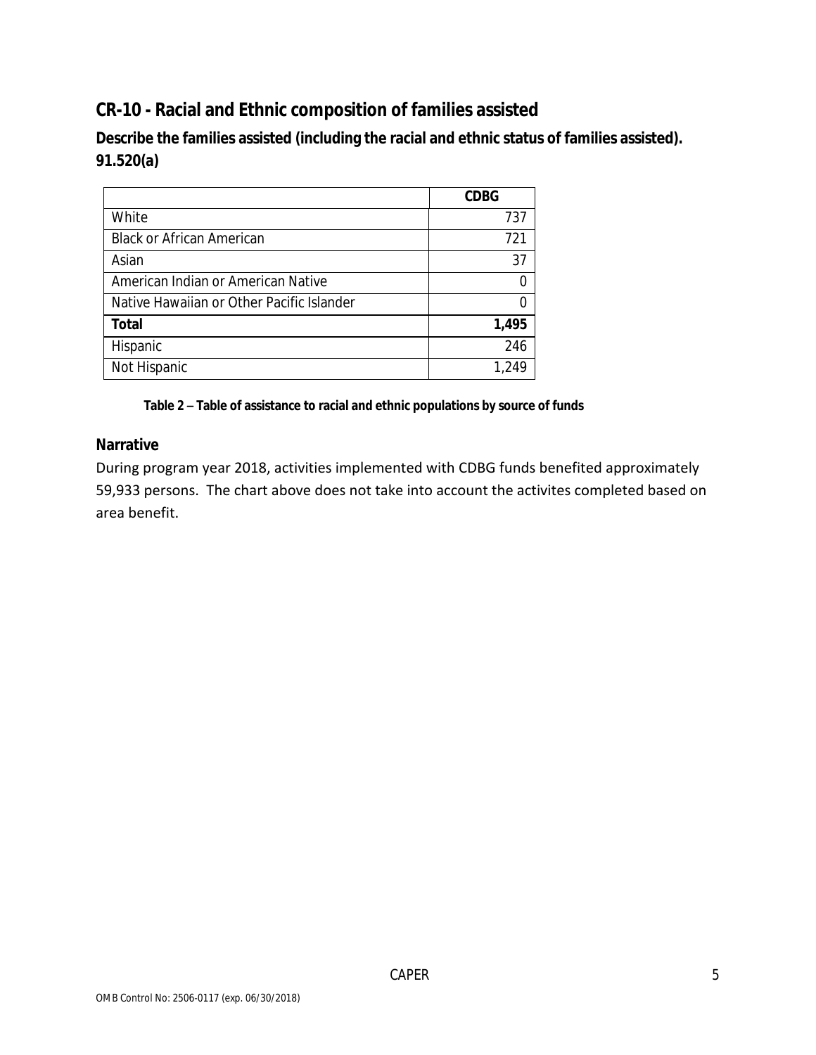## CR-10 - Racial and Ethnic composition of families assisted

**Describe the families assisted (including the racial and ethnic status of families assisted). 91.520(a)**

| | CDBG |
|---|---|
| White | 737 |
| Black or African American | 721 |
| Asian | 37 |
| American Indian or American Native | 0 |
| Native Hawaiian or Other Pacific Islander | 0 |
| **Total** | **1,495** |
| Hispanic | 246 |
| Not Hispanic | 1,249 |

**Table 2 – Table of assistance to racial and ethnic populations by source of funds**

### Narrative

During program year 2018, activities implemented with CDBG funds benefited approximately 59,933 persons. The chart above does not take into account the activites completed based on area benefit.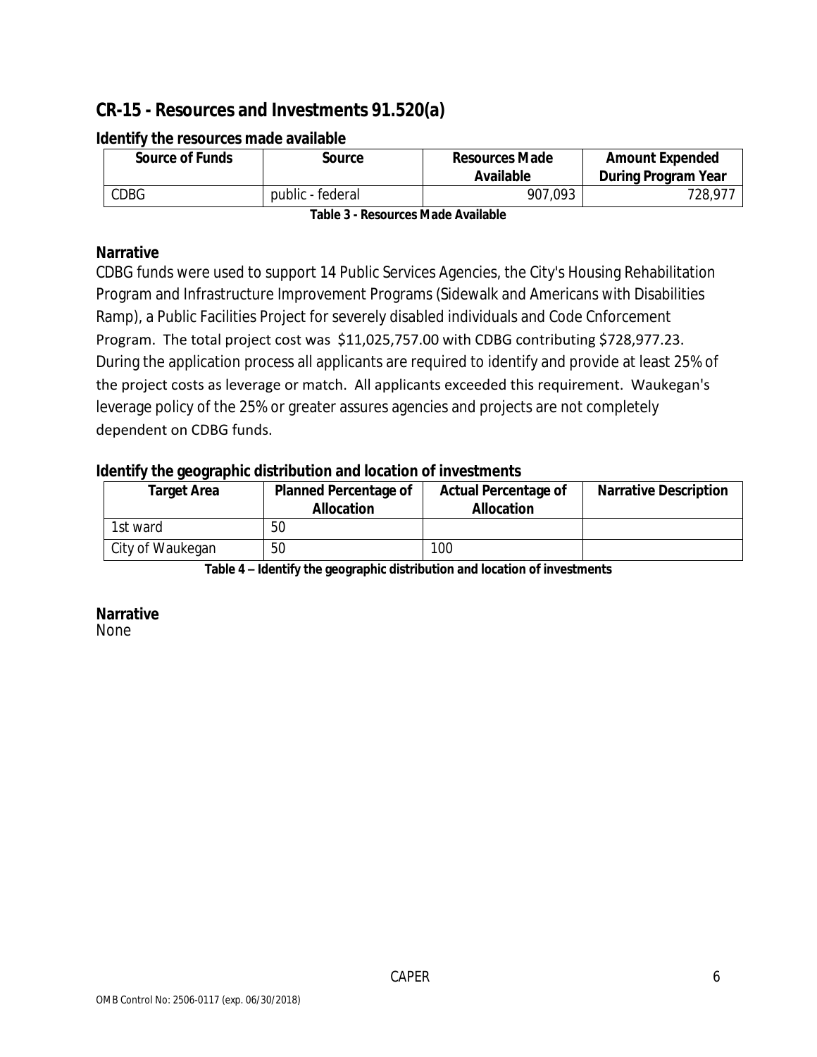## CR-15 - Resources and Investments 91.520(a)

### Identify the resources made available

| Source of Funds | Source | Resources Made Available | Amount Expended During Program Year |
|---|---|---|---|
| CDBG | public - federal | 907,093 | 728,977 |

**Table 3 - Resources Made Available**

### Narrative

CDBG funds were used to support 14 Public Services Agencies, the City's Housing Rehabilitation Program and Infrastructure Improvement Programs (Sidewalk and Americans with Disabilities Ramp), a Public Facilities Project for severely disabled individuals and Code Cnforcement Program. The total project cost was $11,025,757.00 with CDBG contributing $728,977.23. During the application process all applicants are required to identify and provide at least 25% of the project costs as leverage or match. All applicants exceeded this requirement. Waukegan's leverage policy of the 25% or greater assures agencies and projects are not completely dependent on CDBG funds.

### Identify the geographic distribution and location of investments

| Target Area | Planned Percentage of Allocation | Actual Percentage of Allocation | Narrative Description |
|---|---|---|---|
| 1st ward | 50 | | |
| City of Waukegan | 50 | 100 | |

**Table 4 – Identify the geographic distribution and location of investments**

### Narrative

None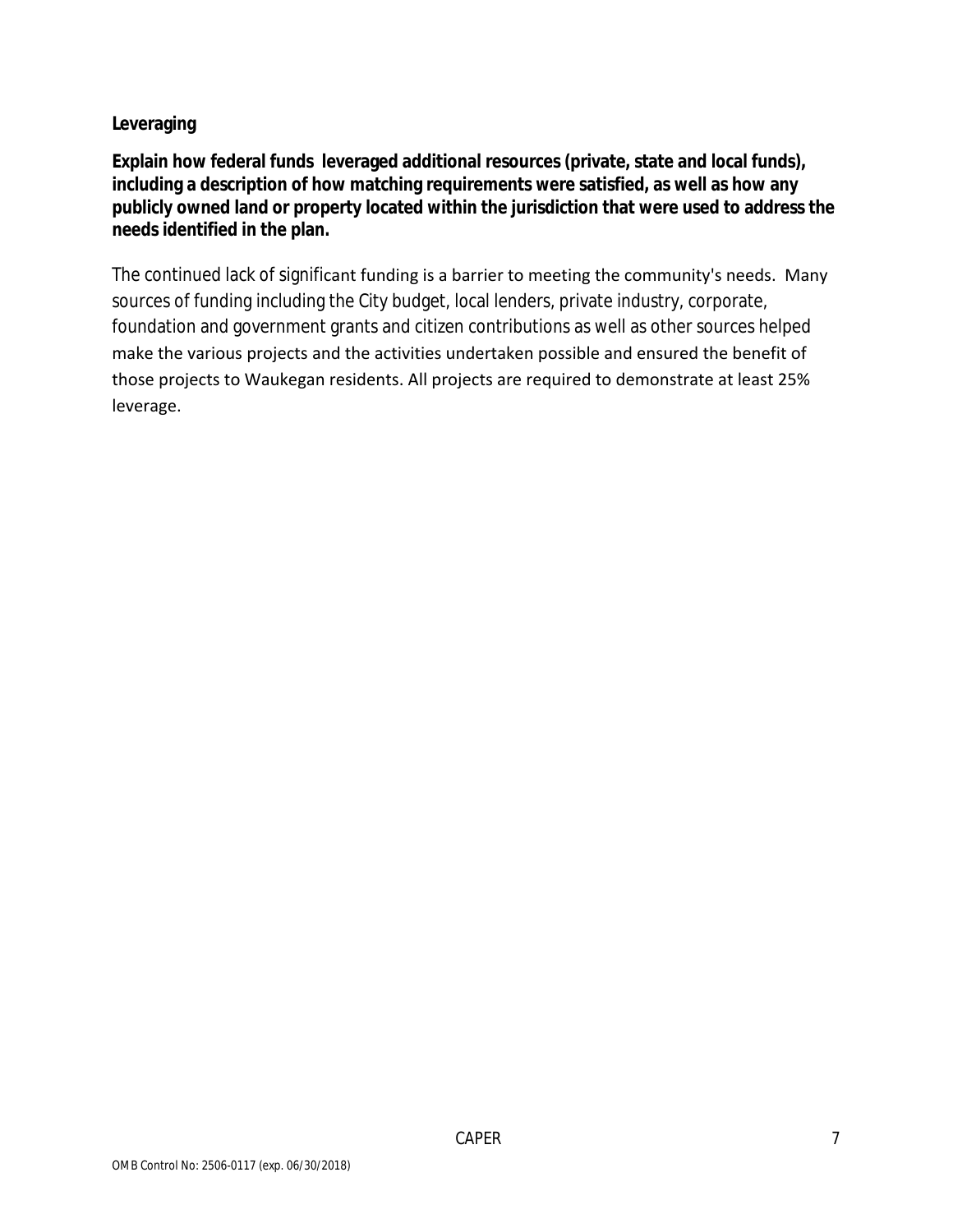**Leveraging**

**Explain how federal funds leveraged additional resources (private, state and local funds), including a description of how matching requirements were satisfied, as well as how any publicly owned land or property located within the jurisdiction that were used to address the needs identified in the plan.**

The continued lack of significant funding is a barrier to meeting the community's needs. Many sources of funding including the City budget, local lenders, private industry, corporate, foundation and government grants and citizen contributions as well as other sources helped make the various projects and the activities undertaken possible and ensured the benefit of those projects to Waukegan residents. All projects are required to demonstrate at least 25% leverage.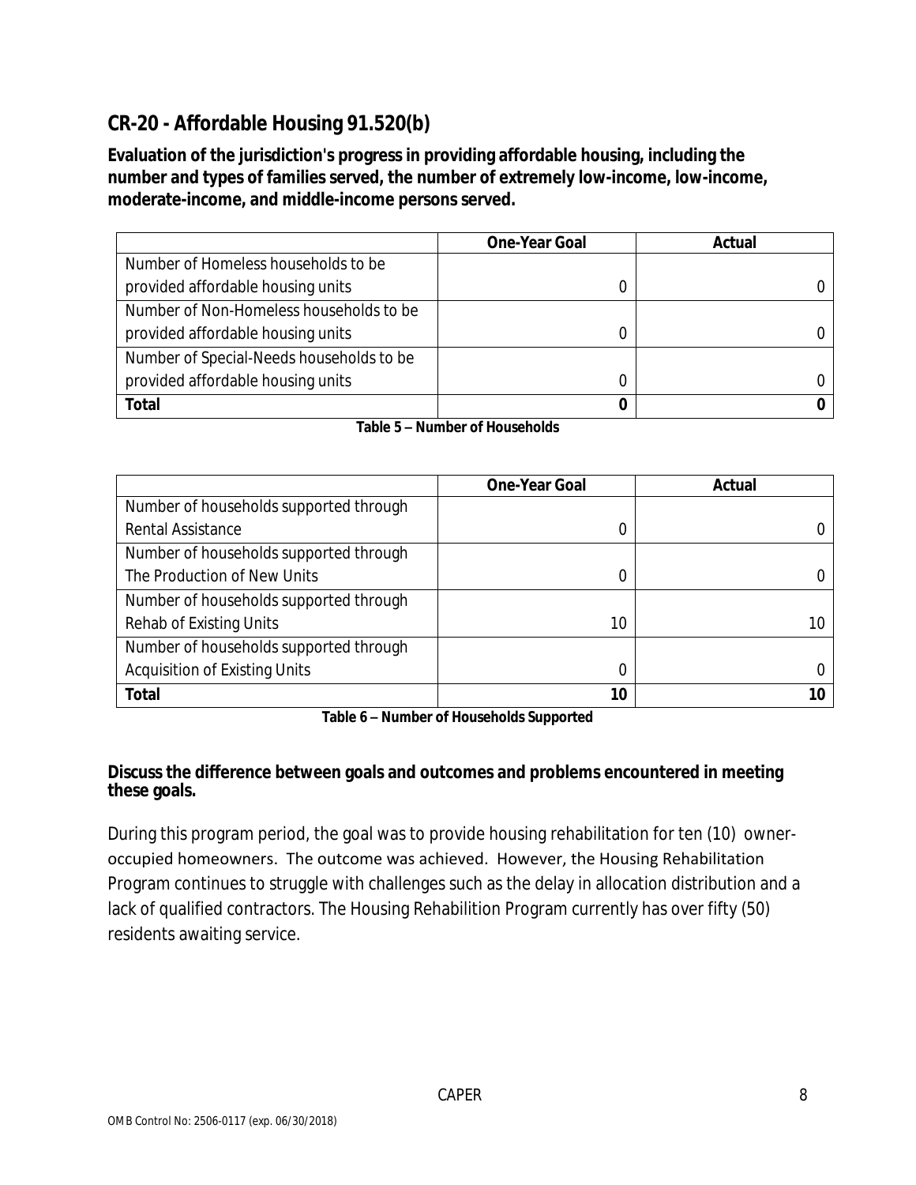## CR-20 - Affordable Housing 91.520(b)

**Evaluation of the jurisdiction's progress in providing affordable housing, including the number and types of families served, the number of extremely low-income, low-income, moderate-income, and middle-income persons served.**

| | One-Year Goal | Actual |
|---|---|---|
| Number of Homeless households to be provided affordable housing units | 0 | 0 |
| Number of Non-Homeless households to be provided affordable housing units | 0 | 0 |
| Number of Special-Needs households to be provided affordable housing units | 0 | 0 |
| **Total** | **0** | **0** |

**Table 5 – Number of Households**

| | One-Year Goal | Actual |
|---|---|---|
| Number of households supported through Rental Assistance | 0 | 0 |
| Number of households supported through The Production of New Units | 0 | 0 |
| Number of households supported through Rehab of Existing Units | 10 | 10 |
| Number of households supported through Acquisition of Existing Units | 0 | 0 |
| **Total** | **10** | **10** |

**Table 6 – Number of Households Supported**

**Discuss the difference between goals and outcomes and problems encountered in meeting these goals.**

During this program period, the goal was to provide housing rehabilitation for ten (10) owner-occupied homeowners. The outcome was achieved. However, the Housing Rehabilitation Program continues to struggle with challenges such as the delay in allocation distribution and a lack of qualified contractors. The Housing Rehabilition Program currently has over fifty (50) residents awaiting service.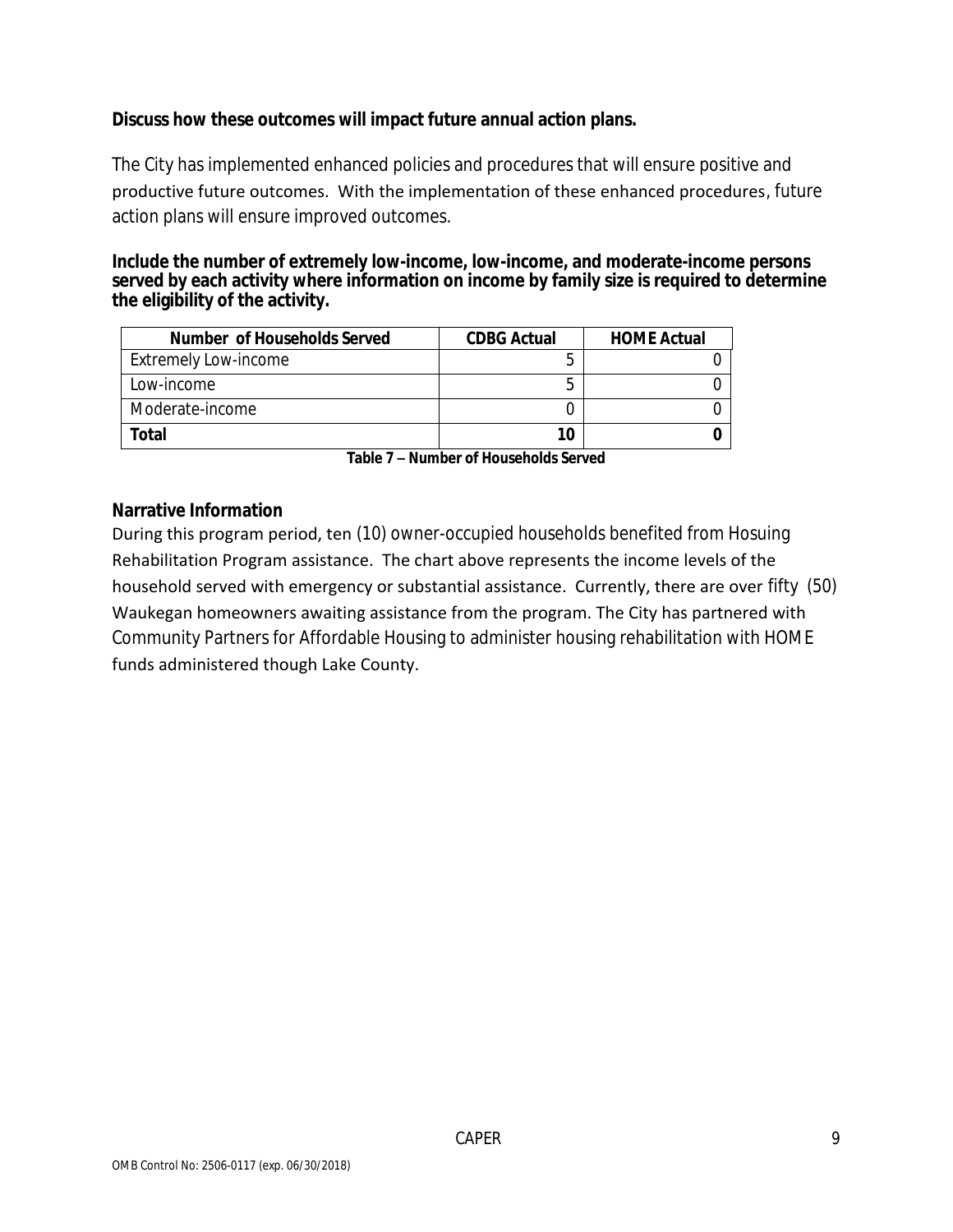**Discuss how these outcomes will impact future annual action plans.**

The City has implemented enhanced policies and procedures that will ensure positive and productive future outcomes. With the implementation of these enhanced procedures, future action plans will ensure improved outcomes.

**Include the number of extremely low-income, low-income, and moderate-income persons served by each activity where information on income by family size is required to determine the eligibility of the activity.**

| Number of Households Served | CDBG Actual | HOME Actual |
|---|---|---|
| Extremely Low-income | 5 | 0 |
| Low-income | 5 | 0 |
| Moderate-income | 0 | 0 |
| **Total** | **10** | **0** |

**Table 7 – Number of Households Served**

**Narrative Information**

During this program period, ten (10) owner-occupied households benefited from Hosuing Rehabilitation Program assistance. The chart above represents the income levels of the household served with emergency or substantial assistance. Currently, there are over fifty (50) Waukegan homeowners awaiting assistance from the program. The City has partnered with Community Partners for Affordable Housing to administer housing rehabilitation with HOME funds administered though Lake County.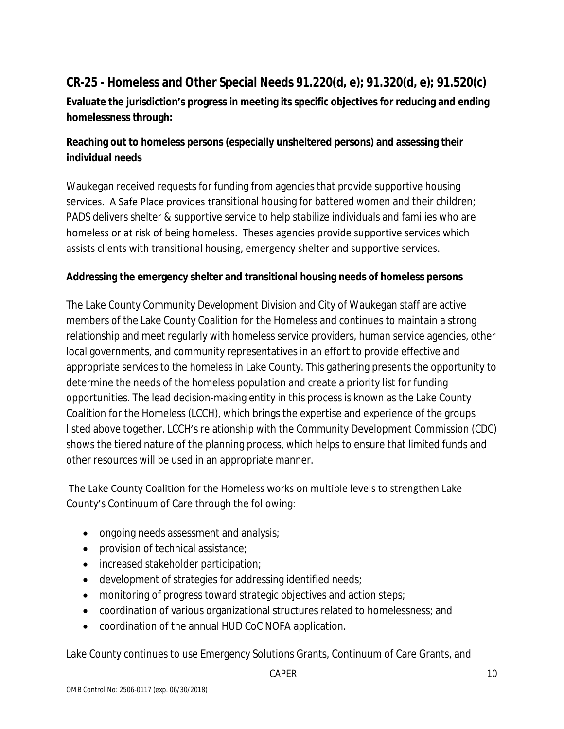## CR-25 - Homeless and Other Special Needs 91.220(d, e); 91.320(d, e); 91.520(c)

**Evaluate the jurisdiction's progress in meeting its specific objectives for reducing and ending homelessness through:**

**Reaching out to homeless persons (especially unsheltered persons) and assessing their individual needs**

Waukegan received requests for funding from agencies that provide supportive housing services. A Safe Place provides transitional housing for battered women and their children; PADS delivers shelter & supportive service to help stabilize individuals and families who are homeless or at risk of being homeless. Theses agencies provide supportive services which assists clients with transitional housing, emergency shelter and supportive services.

**Addressing the emergency shelter and transitional housing needs of homeless persons**

The Lake County Community Development Division and City of Waukegan staff are active members of the Lake County Coalition for the Homeless and continues to maintain a strong relationship and meet regularly with homeless service providers, human service agencies, other local governments, and community representatives in an effort to provide effective and appropriate services to the homeless in Lake County. This gathering presents the opportunity to determine the needs of the homeless population and create a priority list for funding opportunities. The lead decision-making entity in this process is known as the Lake County Coalition for the Homeless (LCCH), which brings the expertise and experience of the groups listed above together. LCCH's relationship with the Community Development Commission (CDC) shows the tiered nature of the planning process, which helps to ensure that limited funds and other resources will be used in an appropriate manner.

The Lake County Coalition for the Homeless works on multiple levels to strengthen Lake County's Continuum of Care through the following:

- ongoing needs assessment and analysis;
- provision of technical assistance;
- increased stakeholder participation;
- development of strategies for addressing identified needs;
- monitoring of progress toward strategic objectives and action steps;
- coordination of various organizational structures related to homelessness; and
- coordination of the annual HUD CoC NOFA application.

Lake County continues to use Emergency Solutions Grants, Continuum of Care Grants, and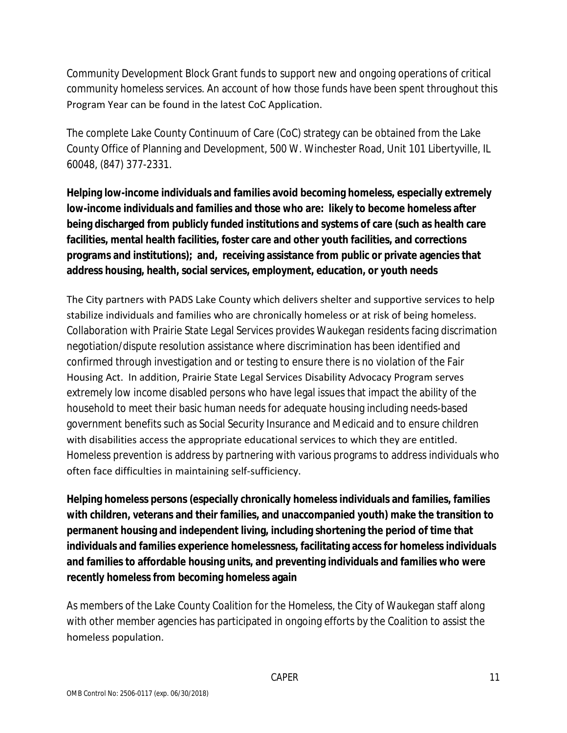Community Development Block Grant funds to support new and ongoing operations of critical community homeless services. An account of how those funds have been spent throughout this Program Year can be found in the latest CoC Application.

The complete Lake County Continuum of Care (CoC) strategy can be obtained from the Lake County Office of Planning and Development, 500 W. Winchester Road, Unit 101 Libertyville, IL 60048, (847) 377-2331.

**Helping low-income individuals and families avoid becoming homeless, especially extremely low-income individuals and families and those who are: likely to become homeless after being discharged from publicly funded institutions and systems of care (such as health care facilities, mental health facilities, foster care and other youth facilities, and corrections programs and institutions); and, receiving assistance from public or private agencies that address housing, health, social services, employment, education, or youth needs**

The City partners with PADS Lake County which delivers shelter and supportive services to help stabilize individuals and families who are chronically homeless or at risk of being homeless. Collaboration with Prairie State Legal Services provides Waukegan residents facing discrimation negotiation/dispute resolution assistance where discrimination has been identified and confirmed through investigation and or testing to ensure there is no violation of the Fair Housing Act. In addition, Prairie State Legal Services Disability Advocacy Program serves extremely low income disabled persons who have legal issues that impact the ability of the household to meet their basic human needs for adequate housing including needs-based government benefits such as Social Security Insurance and Medicaid and to ensure children with disabilities access the appropriate educational services to which they are entitled. Homeless prevention is address by partnering with various programs to address individuals who often face difficulties in maintaining self-sufficiency.

**Helping homeless persons (especially chronically homeless individuals and families, families with children, veterans and their families, and unaccompanied youth) make the transition to permanent housing and independent living, including shortening the period of time that individuals and families experience homelessness, facilitating access for homeless individuals and families to affordable housing units, and preventing individuals and families who were recently homeless from becoming homeless again**

As members of the Lake County Coalition for the Homeless, the City of Waukegan staff along with other member agencies has participated in ongoing efforts by the Coalition to assist the homeless population.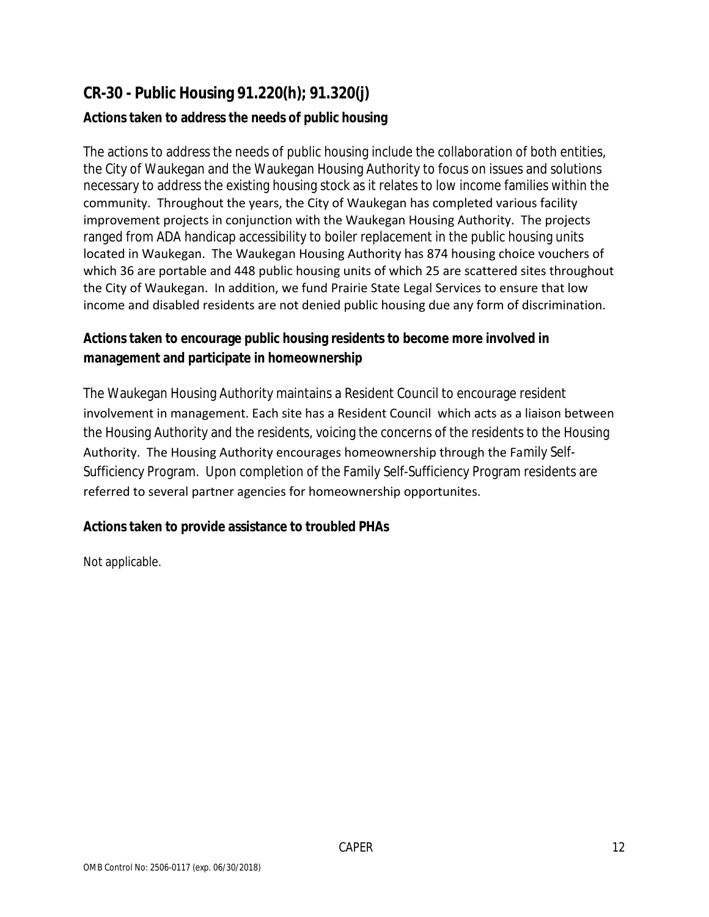## CR-30 - Public Housing 91.220(h); 91.320(j)

### Actions taken to address the needs of public housing

The actions to address the needs of public housing include the collaboration of both entities, the City of Waukegan and the Waukegan Housing Authority to focus on issues and solutions necessary to address the existing housing stock as it relates to low income families within the community. Throughout the years, the City of Waukegan has completed various facility improvement projects in conjunction with the Waukegan Housing Authority. The projects ranged from ADA handicap accessibility to boiler replacement in the public housing units located in Waukegan. The Waukegan Housing Authority has 874 housing choice vouchers of which 36 are portable and 448 public housing units of which 25 are scattered sites throughout the City of Waukegan. In addition, we fund Prairie State Legal Services to ensure that low income and disabled residents are not denied public housing due any form of discrimination.

### Actions taken to encourage public housing residents to become more involved in management and participate in homeownership

The Waukegan Housing Authority maintains a Resident Council to encourage resident involvement in management. Each site has a Resident Council which acts as a liaison between the Housing Authority and the residents, voicing the concerns of the residents to the Housing Authority. The Housing Authority encourages homeownership through the Family Self-Sufficiency Program. Upon completion of the Family Self-Sufficiency Program residents are referred to several partner agencies for homeownership opportunites.

### Actions taken to provide assistance to troubled PHAs

Not applicable.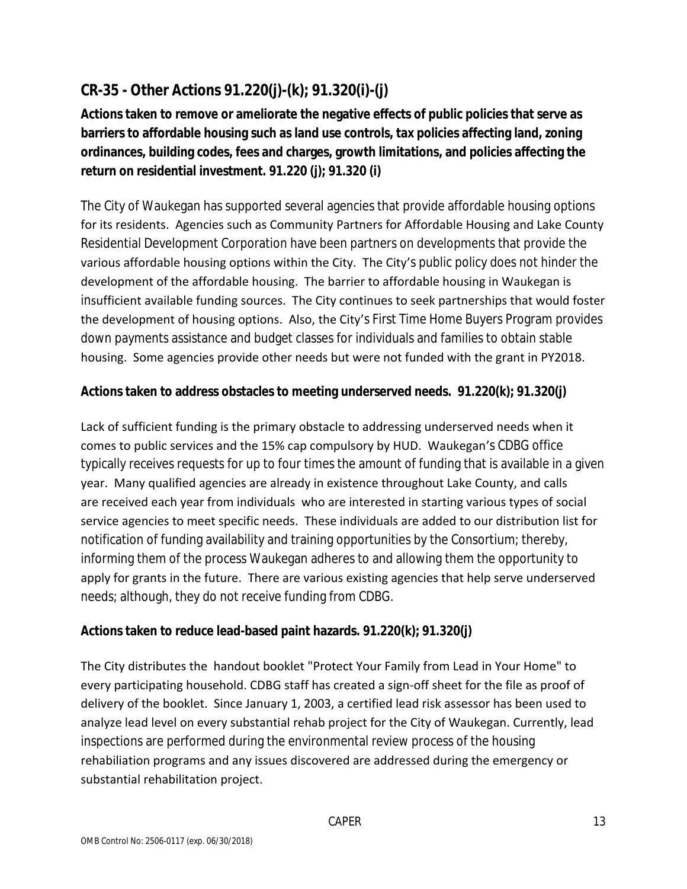## CR-35 - Other Actions 91.220(j)-(k); 91.320(i)-(j)

**Actions taken to remove or ameliorate the negative effects of public policies that serve as barriers to affordable housing such as land use controls, tax policies affecting land, zoning ordinances, building codes, fees and charges, growth limitations, and policies affecting the return on residential investment. 91.220 (j); 91.320 (i)**

The City of Waukegan has supported several agencies that provide affordable housing options for its residents. Agencies such as Community Partners for Affordable Housing and Lake County Residential Development Corporation have been partners on developments that provide the various affordable housing options within the City. The City's public policy does not hinder the development of the affordable housing. The barrier to affordable housing in Waukegan is insufficient available funding sources. The City continues to seek partnerships that would foster the development of housing options. Also, the City's First Time Home Buyers Program provides down payments assistance and budget classes for individuals and families to obtain stable housing. Some agencies provide other needs but were not funded with the grant in PY2018.

**Actions taken to address obstacles to meeting underserved needs. 91.220(k); 91.320(j)**

Lack of sufficient funding is the primary obstacle to addressing underserved needs when it comes to public services and the 15% cap compulsory by HUD. Waukegan's CDBG office typically receives requests for up to four times the amount of funding that is available in a given year. Many qualified agencies are already in existence throughout Lake County, and calls are received each year from individuals who are interested in starting various types of social service agencies to meet specific needs. These individuals are added to our distribution list for notification of funding availability and training opportunities by the Consortium; thereby, informing them of the process Waukegan adheres to and allowing them the opportunity to apply for grants in the future. There are various existing agencies that help serve underserved needs; although, they do not receive funding from CDBG.

**Actions taken to reduce lead-based paint hazards. 91.220(k); 91.320(j)**

The City distributes the handout booklet "Protect Your Family from Lead in Your Home" to every participating household. CDBG staff has created a sign-off sheet for the file as proof of delivery of the booklet. Since January 1, 2003, a certified lead risk assessor has been used to analyze lead level on every substantial rehab project for the City of Waukegan. Currently, lead inspections are performed during the environmental review process of the housing rehabiliation programs and any issues discovered are addressed during the emergency or substantial rehabilitation project.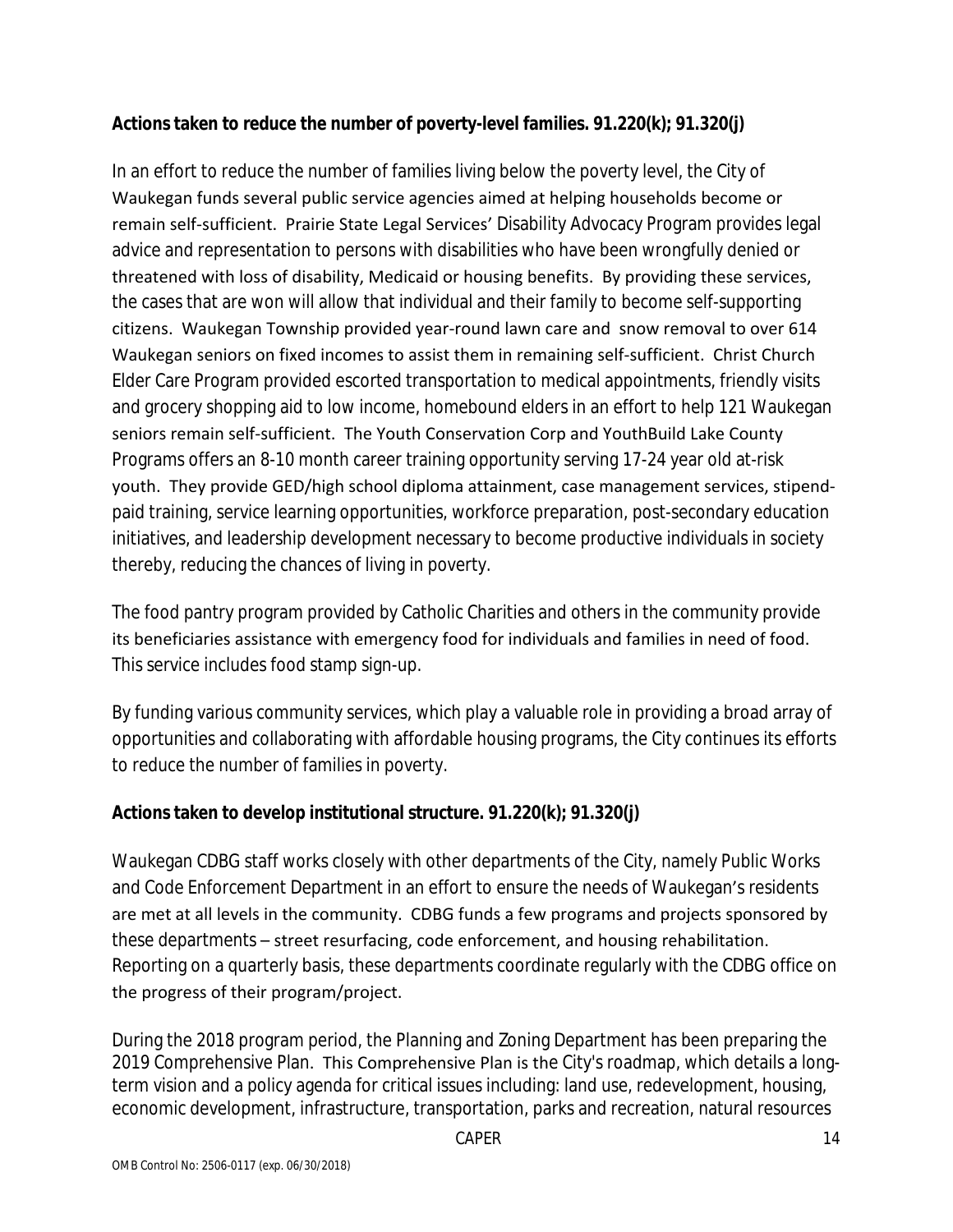**Actions taken to reduce the number of poverty-level families. 91.220(k); 91.320(j)**

In an effort to reduce the number of families living below the poverty level, the City of Waukegan funds several public service agencies aimed at helping households become or remain self-sufficient. Prairie State Legal Services' Disability Advocacy Program provides legal advice and representation to persons with disabilities who have been wrongfully denied or threatened with loss of disability, Medicaid or housing benefits. By providing these services, the cases that are won will allow that individual and their family to become self-supporting citizens. Waukegan Township provided year-round lawn care and snow removal to over 614 Waukegan seniors on fixed incomes to assist them in remaining self-sufficient. Christ Church Elder Care Program provided escorted transportation to medical appointments, friendly visits and grocery shopping aid to low income, homebound elders in an effort to help 121 Waukegan seniors remain self-sufficient. The Youth Conservation Corp and YouthBuild Lake County Programs offers an 8-10 month career training opportunity serving 17-24 year old at-risk youth. They provide GED/high school diploma attainment, case management services, stipend-paid training, service learning opportunities, workforce preparation, post-secondary education initiatives, and leadership development necessary to become productive individuals in society thereby, reducing the chances of living in poverty.

The food pantry program provided by Catholic Charities and others in the community provide its beneficiaries assistance with emergency food for individuals and families in need of food. This service includes food stamp sign-up.

By funding various community services, which play a valuable role in providing a broad array of opportunities and collaborating with affordable housing programs, the City continues its efforts to reduce the number of families in poverty.

**Actions taken to develop institutional structure. 91.220(k); 91.320(j)**

Waukegan CDBG staff works closely with other departments of the City, namely Public Works and Code Enforcement Department in an effort to ensure the needs of Waukegan's residents are met at all levels in the community. CDBG funds a few programs and projects sponsored by these departments – street resurfacing, code enforcement, and housing rehabilitation. Reporting on a quarterly basis, these departments coordinate regularly with the CDBG office on the progress of their program/project.

During the 2018 program period, the Planning and Zoning Department has been preparing the 2019 Comprehensive Plan. This Comprehensive Plan is the City's roadmap, which details a long-term vision and a policy agenda for critical issues including: land use, redevelopment, housing, economic development, infrastructure, transportation, parks and recreation, natural resources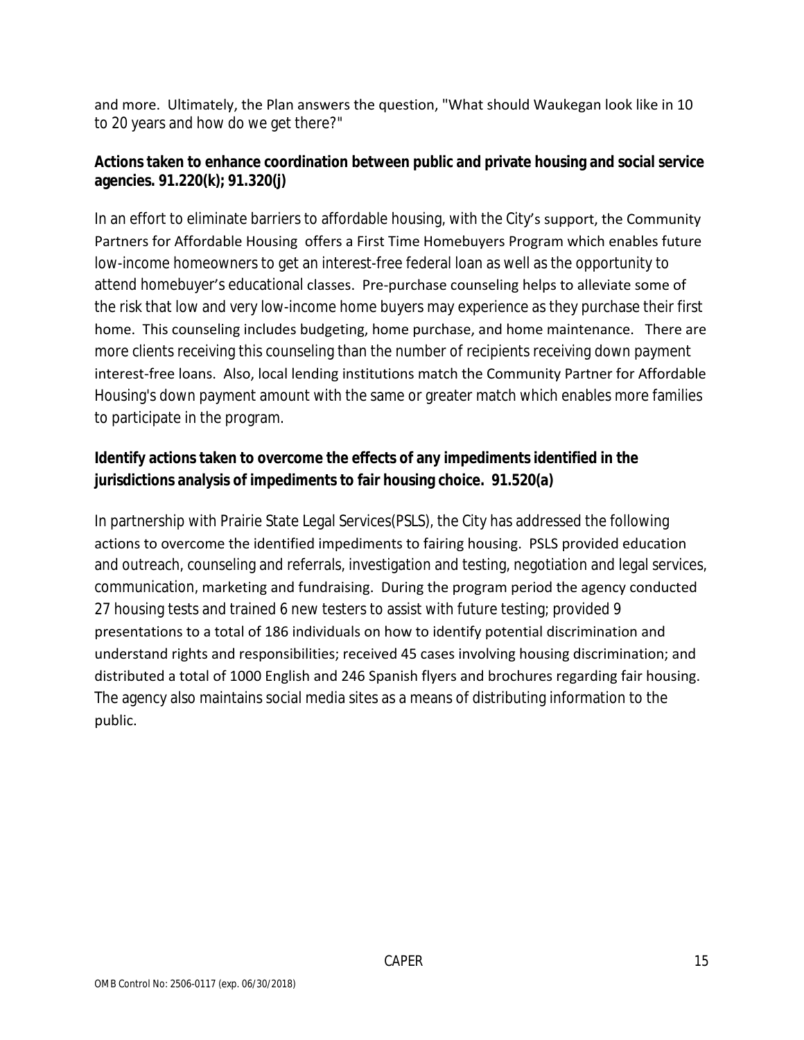and more. Ultimately, the Plan answers the question, "What should Waukegan look like in 10 to 20 years and how do we get there?"

**Actions taken to enhance coordination between public and private housing and social service agencies. 91.220(k); 91.320(j)**

In an effort to eliminate barriers to affordable housing, with the City's support, the Community Partners for Affordable Housing offers a First Time Homebuyers Program which enables future low-income homeowners to get an interest-free federal loan as well as the opportunity to attend homebuyer's educational classes. Pre-purchase counseling helps to alleviate some of the risk that low and very low-income home buyers may experience as they purchase their first home. This counseling includes budgeting, home purchase, and home maintenance. There are more clients receiving this counseling than the number of recipients receiving down payment interest-free loans. Also, local lending institutions match the Community Partner for Affordable Housing's down payment amount with the same or greater match which enables more families to participate in the program.

**Identify actions taken to overcome the effects of any impediments identified in the jurisdictions analysis of impediments to fair housing choice. 91.520(a)**

In partnership with Prairie State Legal Services(PSLS), the City has addressed the following actions to overcome the identified impediments to fairing housing. PSLS provided education and outreach, counseling and referrals, investigation and testing, negotiation and legal services, communication, marketing and fundraising. During the program period the agency conducted 27 housing tests and trained 6 new testers to assist with future testing; provided 9 presentations to a total of 186 individuals on how to identify potential discrimination and understand rights and responsibilities; received 45 cases involving housing discrimination; and distributed a total of 1000 English and 246 Spanish flyers and brochures regarding fair housing. The agency also maintains social media sites as a means of distributing information to the public.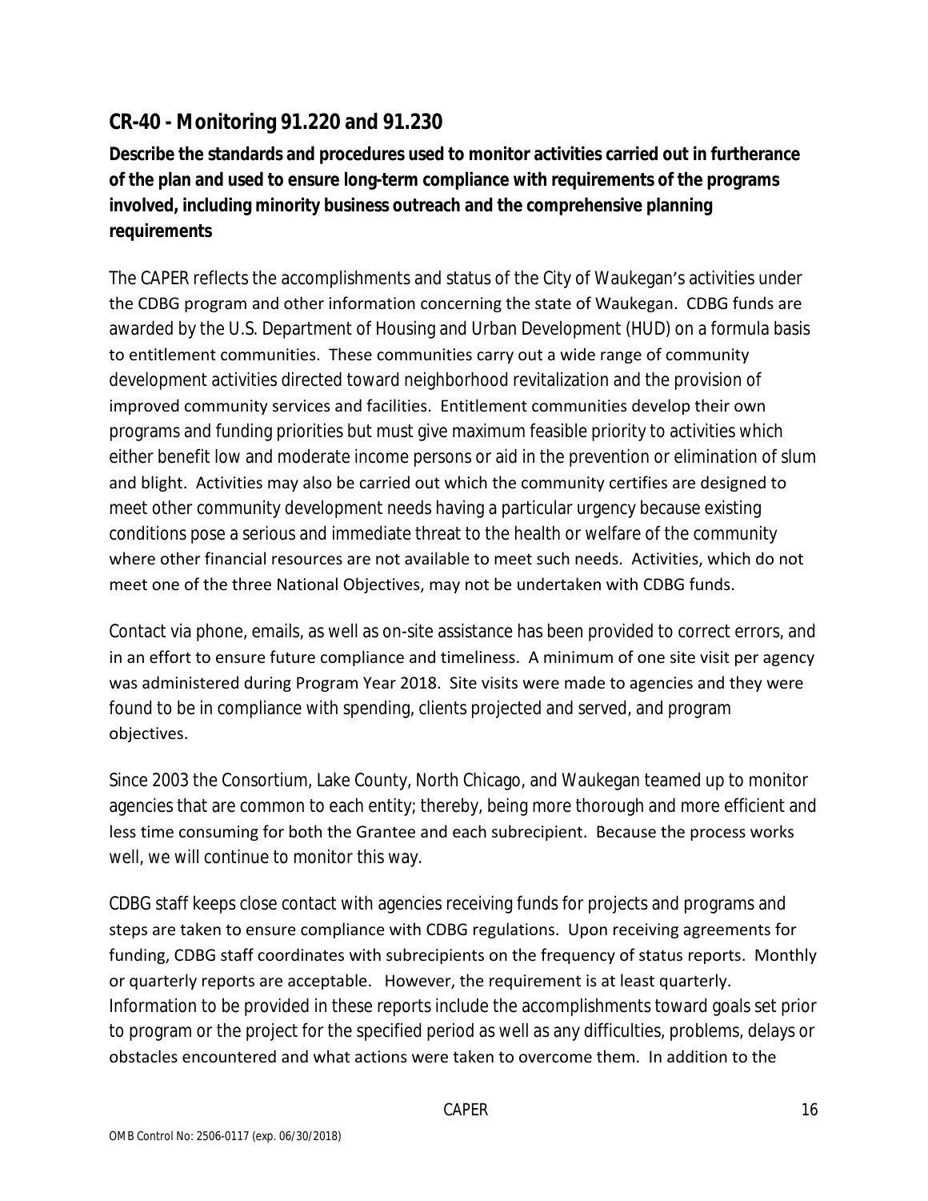## CR-40 - Monitoring 91.220 and 91.230

**Describe the standards and procedures used to monitor activities carried out in furtherance of the plan and used to ensure long-term compliance with requirements of the programs involved, including minority business outreach and the comprehensive planning requirements**

The CAPER reflects the accomplishments and status of the City of Waukegan's activities under the CDBG program and other information concerning the state of Waukegan. CDBG funds are awarded by the U.S. Department of Housing and Urban Development (HUD) on a formula basis to entitlement communities. These communities carry out a wide range of community development activities directed toward neighborhood revitalization and the provision of improved community services and facilities. Entitlement communities develop their own programs and funding priorities but must give maximum feasible priority to activities which either benefit low and moderate income persons or aid in the prevention or elimination of slum and blight. Activities may also be carried out which the community certifies are designed to meet other community development needs having a particular urgency because existing conditions pose a serious and immediate threat to the health or welfare of the community where other financial resources are not available to meet such needs. Activities, which do not meet one of the three National Objectives, may not be undertaken with CDBG funds.

Contact via phone, emails, as well as on-site assistance has been provided to correct errors, and in an effort to ensure future compliance and timeliness. A minimum of one site visit per agency was administered during Program Year 2018. Site visits were made to agencies and they were found to be in compliance with spending, clients projected and served, and program objectives.

Since 2003 the Consortium, Lake County, North Chicago, and Waukegan teamed up to monitor agencies that are common to each entity; thereby, being more thorough and more efficient and less time consuming for both the Grantee and each subrecipient. Because the process works well, we will continue to monitor this way.

CDBG staff keeps close contact with agencies receiving funds for projects and programs and steps are taken to ensure compliance with CDBG regulations. Upon receiving agreements for funding, CDBG staff coordinates with subrecipients on the frequency of status reports. Monthly or quarterly reports are acceptable. However, the requirement is at least quarterly. Information to be provided in these reports include the accomplishments toward goals set prior to program or the project for the specified period as well as any difficulties, problems, delays or obstacles encountered and what actions were taken to overcome them. In addition to the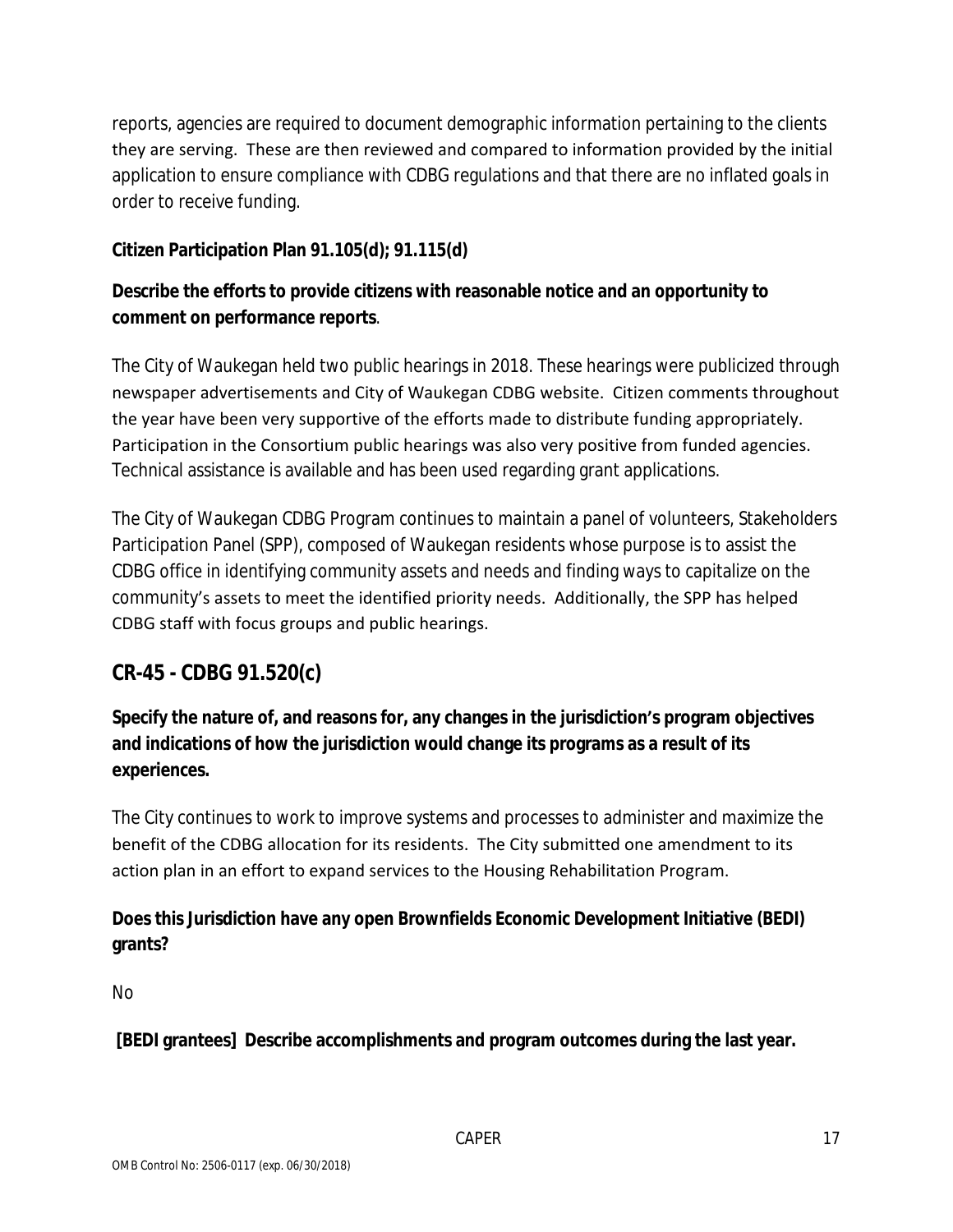reports, agencies are required to document demographic information pertaining to the clients they are serving. These are then reviewed and compared to information provided by the initial application to ensure compliance with CDBG regulations and that there are no inflated goals in order to receive funding.

**Citizen Participation Plan 91.105(d); 91.115(d)**

**Describe the efforts to provide citizens with reasonable notice and an opportunity to comment on performance reports**.

The City of Waukegan held two public hearings in 2018. These hearings were publicized through newspaper advertisements and City of Waukegan CDBG website. Citizen comments throughout the year have been very supportive of the efforts made to distribute funding appropriately. Participation in the Consortium public hearings was also very positive from funded agencies. Technical assistance is available and has been used regarding grant applications.

The City of Waukegan CDBG Program continues to maintain a panel of volunteers, Stakeholders Participation Panel (SPP), composed of Waukegan residents whose purpose is to assist the CDBG office in identifying community assets and needs and finding ways to capitalize on the community's assets to meet the identified priority needs. Additionally, the SPP has helped CDBG staff with focus groups and public hearings.

## CR-45 - CDBG 91.520(c)

**Specify the nature of, and reasons for, any changes in the jurisdiction's program objectives and indications of how the jurisdiction would change its programs as a result of its experiences.**

The City continues to work to improve systems and processes to administer and maximize the benefit of the CDBG allocation for its residents. The City submitted one amendment to its action plan in an effort to expand services to the Housing Rehabilitation Program.

**Does this Jurisdiction have any open Brownfields Economic Development Initiative (BEDI) grants?**

No

**[BEDI grantees] Describe accomplishments and program outcomes during the last year.**